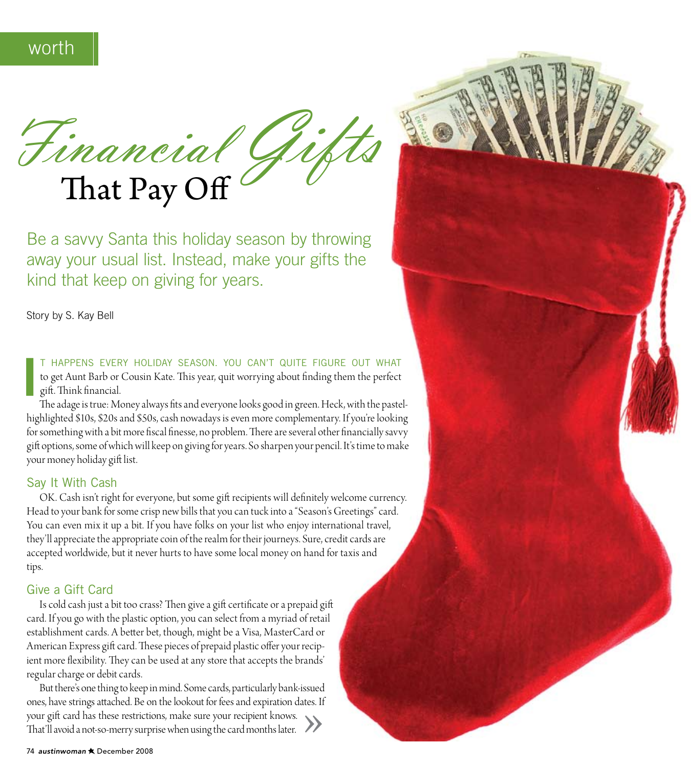worth

# Financial Gifts That Pay Off

Be a savvy Santa this holiday season by throwing away your usual list. Instead, make your gifts the kind that keep on giving for years.

Story by S. Kay Bell

IT HAPPENS EVERY HOLIDAY SEASON. YOU CAN'T QUITE FIGURE OUT WHAT to get Aunt Barb or Cousin Kate. This year, quit worrying about finding them the perfect gift. Think financial.

The adage is true: Money always fits and everyone looks good in green. Heck, with the pastel-highlighted $10s, $20s and $50s, cash nowadays is even more complementary. If you're looking for something with a bit more fiscal finesse, no problem. There are several other financially savvy gift options, some of which will keep on giving for years. So sharpen your pencil. It's time to make your money holiday gift list.

## Say It With Cash

OK. Cash isn't right for everyone, but some gift recipients will definitely welcome currency. Head to your bank for some crisp new bills that you can tuck into a "Season's Greetings" card. You can even mix it up a bit. If you have folks on your list who enjoy international travel, they'll appreciate the appropriate coin of the realm for their journeys. Sure, credit cards are accepted worldwide, but it never hurts to have some local money on hand for taxis and tips.

## Give a Gift Card

Is cold cash just a bit too crass? Then give a gift certificate or a prepaid gift card. If you go with the plastic option, you can select from a myriad of retail establishment cards. A better bet, though, might be a Visa, MasterCard or American Express gift card. These pieces of prepaid plastic offer your recipient more flexibility. They can be used at any store that accepts the brands' regular charge or debit cards.

But there's one thing to keep in mind. Some cards, particularly bank-issued ones, have strings attached. Be on the lookout for fees and expiration dates. If your gift card has these restrictions, make sure your recipient knows. That'll avoid a not-so-merry surprise when using the card months later. »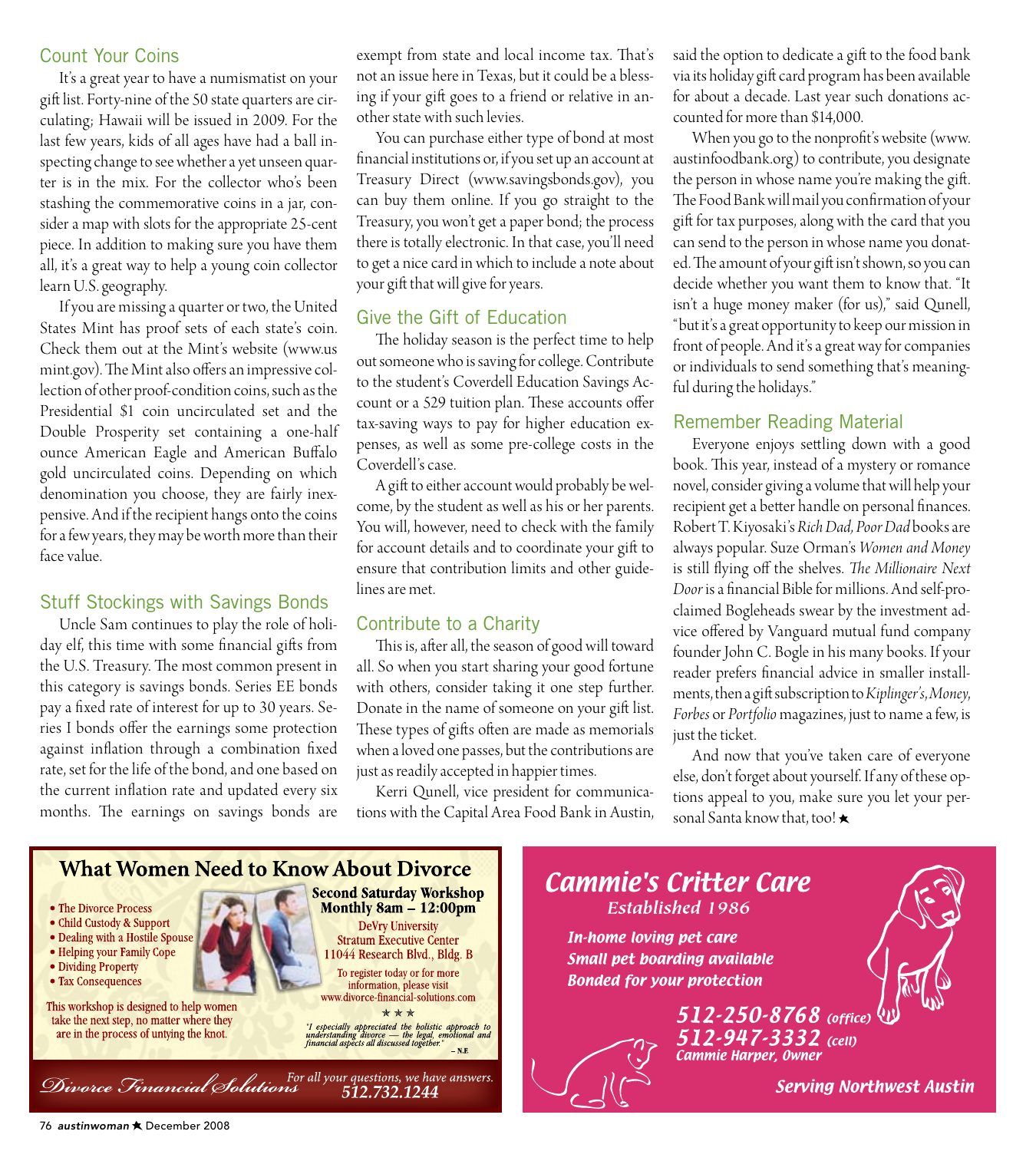## Count Your Coins

It's a great year to have a numismatist on your gift list. Forty-nine of the 50 state quarters are circulating; Hawaii will be issued in 2009. For the last few years, kids of all ages have had a ball inspecting change to see whether a yet unseen quarter is in the mix. For the collector who's been stashing the commemorative coins in a jar, consider a map with slots for the appropriate 25-cent piece. In addition to making sure you have them all, it's a great way to help a young coin collector learn U.S. geography.

If you are missing a quarter or two, the United States Mint has proof sets of each state's coin. Check them out at the Mint's website (www.usmint.gov). The Mint also offers an impressive collection of other proof-condition coins, such as the Presidential $1 coin uncirculated set and the Double Prosperity set containing a one-half ounce American Eagle and American Buffalo gold uncirculated coins. Depending on which denomination you choose, they are fairly inexpensive. And if the recipient hangs onto the coins for a few years, they may be worth more than their face value.

## Stuff Stockings with Savings Bonds

Uncle Sam continues to play the role of holiday elf, this time with some financial gifts from the U.S. Treasury. The most common present in this category is savings bonds. Series EE bonds pay a fixed rate of interest for up to 30 years. Series I bonds offer the earnings some protection against inflation through a combination fixed rate, set for the life of the bond, and one based on the current inflation rate and updated every six months. The earnings on savings bonds are exempt from state and local income tax. That's not an issue here in Texas, but it could be a blessing if your gift goes to a friend or relative in another state with such levies.

You can purchase either type of bond at most financial institutions or, if you set up an account at Treasury Direct (www.savingsbonds.gov), you can buy them online. If you go straight to the Treasury, you won't get a paper bond; the process there is totally electronic. In that case, you'll need to get a nice card in which to include a note about your gift that will give for years.

## Give the Gift of Education

The holiday season is the perfect time to help out someone who is saving for college. Contribute to the student's Coverdell Education Savings Account or a 529 tuition plan. These accounts offer tax-saving ways to pay for higher education expenses, as well as some pre-college costs in the Coverdell's case.

A gift to either account would probably be welcome, by the student as well as his or her parents. You will, however, need to check with the family for account details and to coordinate your gift to ensure that contribution limits and other guidelines are met.

## Contribute to a Charity

This is, after all, the season of good will toward all. So when you start sharing your good fortune with others, consider taking it one step further. Donate in the name of someone on your gift list. These types of gifts often are made as memorials when a loved one passes, but the contributions are just as readily accepted in happier times.

Kerri Qunell, vice president for communications with the Capital Area Food Bank in Austin, said the option to dedicate a gift to the food bank via its holiday gift card program has been available for about a decade. Last year such donations accounted for more than $14,000.

When you go to the nonprofit's website (www.austinfoodbank.org) to contribute, you designate the person in whose name you're making the gift. The Food Bank will mail you confirmation of your gift for tax purposes, along with the card that you can send to the person in whose name you donated. The amount of your gift isn't shown, so you can decide whether you want them to know that. "It isn't a huge money maker (for us)," said Qunell, "but it's a great opportunity to keep our mission in front of people. And it's a great way for companies or individuals to send something that's meaningful during the holidays."

## Remember Reading Material

Everyone enjoys settling down with a good book. This year, instead of a mystery or romance novel, consider giving a volume that will help your recipient get a better handle on personal finances. Robert T. Kiyosaki's *Rich Dad, Poor Dad* books are always popular. Suze Orman's *Women and Money* is still flying off the shelves. *The Millionaire Next Door* is a financial Bible for millions. And self-proclaimed Bogleheads swear by the investment advice offered by Vanguard mutual fund company founder John C. Bogle in his many books. If your reader prefers financial advice in smaller installments, then a gift subscription to *Kiplinger's*, *Money*, *Forbes* or *Portfolio* magazines, just to name a few, is just the ticket.

And now that you've taken care of everyone else, don't forget about yourself. If any of these options appeal to you, make sure you let your personal Santa know that, too! ★

---

**What Women Need to Know About Divorce**

- The Divorce Process
- Child Custody & Support
- Dealing with a Hostile Spouse
- Helping your Family Cope
- Dividing Property
- Tax Consequences

This workshop is designed to help women take the next step, no matter where they are in the process of untying the knot.

**Second Saturday Workshop**
**Monthly 8am – 12:00pm**

DeVry University
Stratum Executive Center
11044 Research Blvd., Bldg. B

To register today or for more information, please visit www.divorce-financial-solutions.com

★ ★ ★

*"I especially appreciated the holistic approach to understanding divorce — the legal, emotional and financial aspects all discussed together."* – N.E.

*Divorce Financial Solutions* — *For all your questions, we have answers.* **512.732.1244**

---

**Cammie's Critter Care**
*Established 1986*

*In-home loving pet care*
*Small pet boarding available*
*Bonded for your protection*

**512-250-8768** (office)
**512-947-3332** (cell)
Cammie Harper, Owner

*Serving Northwest Austin*